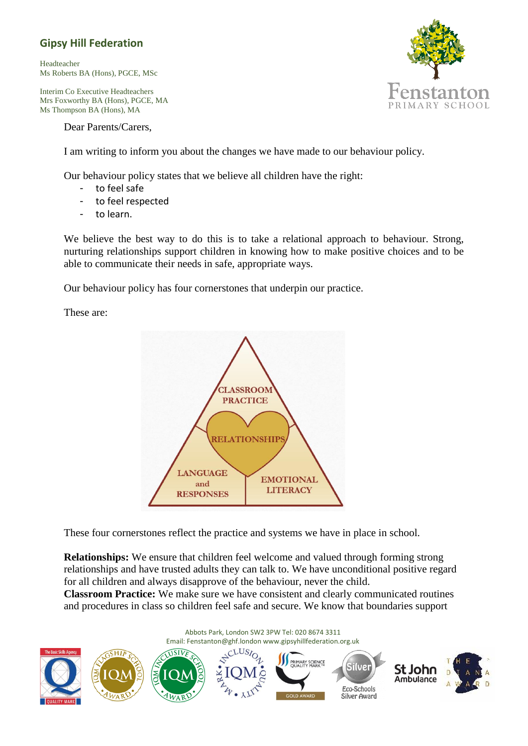## Gipsy Hill Federation

Headteacher
Ms Roberts BA (Hons), PGCE, MSc

Interim Co Executive Headteachers
Mrs Foxworthy BA (Hons), PGCE, MA
Ms Thompson BA (Hons), MA

Fenstanton
PRIMARY SCHOOL

Dear Parents/Carers,

I am writing to inform you about the changes we have made to our behaviour policy.

Our behaviour policy states that we believe all children have the right:

- to feel safe
- to feel respected
- to learn.

We believe the best way to do this is to take a relational approach to behaviour. Strong, nurturing relationships support children in knowing how to make positive choices and to be able to communicate their needs in safe, appropriate ways.

Our behaviour policy has four cornerstones that underpin our practice.

These are:

CLASSROOM PRACTICE

RELATIONSHIPS

LANGUAGE and RESPONSES

EMOTIONAL LITERACY

These four cornerstones reflect the practice and systems we have in place in school.

**Relationships:** We ensure that children feel welcome and valued through forming strong relationships and have trusted adults they can talk to. We have unconditional positive regard for all children and always disapprove of the behaviour, never the child.
**Classroom Practice:** We make sure we have consistent and clearly communicated routines and procedures in class so children feel safe and secure. We know that boundaries support

Abbots Park, London SW2 3PW Tel: 020 8674 3311
Email: Fenstanton@ghf.london www.gipsyhillfederation.org.uk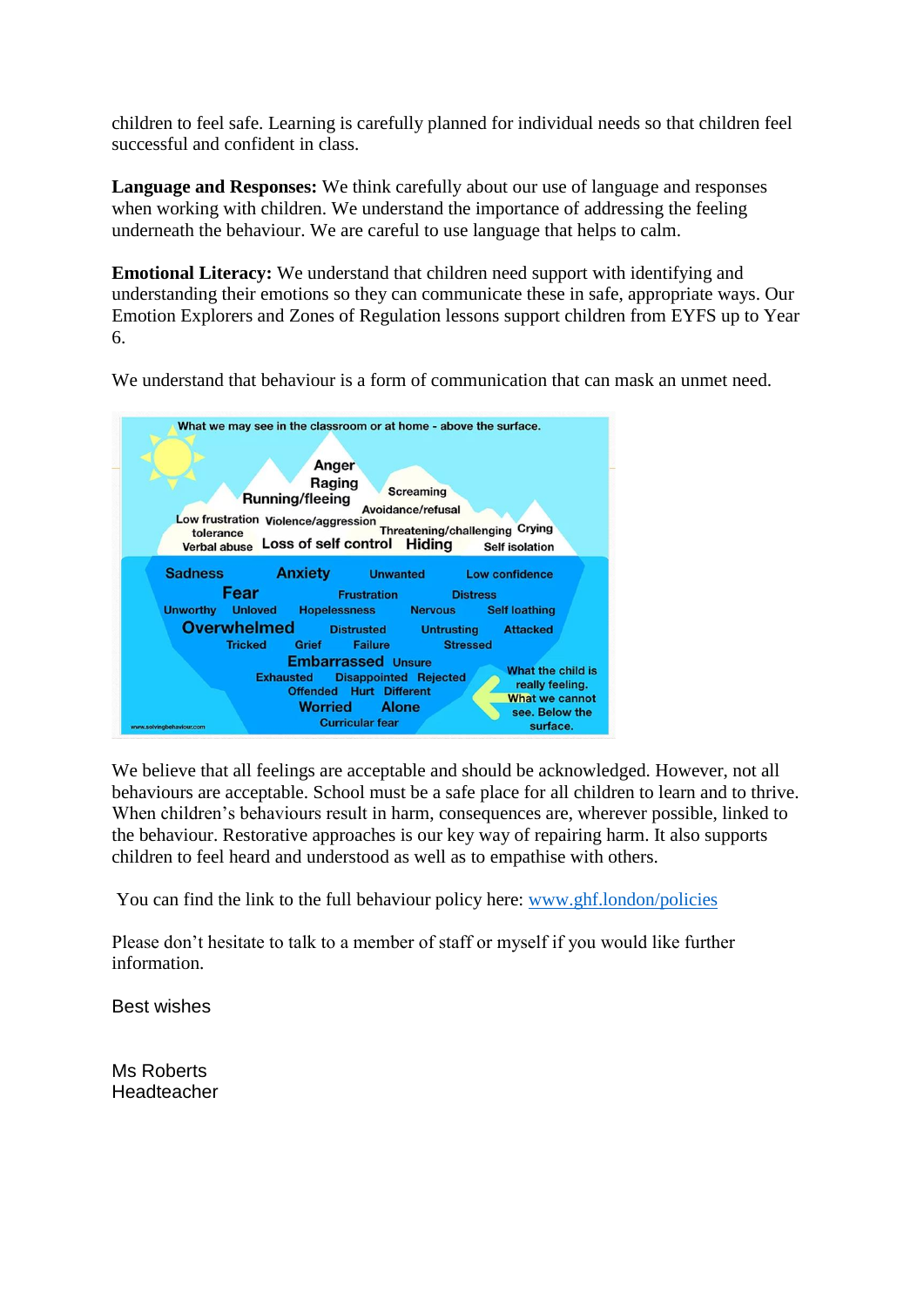children to feel safe. Learning is carefully planned for individual needs so that children feel successful and confident in class.

**Language and Responses:** We think carefully about our use of language and responses when working with children. We understand the importance of addressing the feeling underneath the behaviour. We are careful to use language that helps to calm.

**Emotional Literacy:** We understand that children need support with identifying and understanding their emotions so they can communicate these in safe, appropriate ways. Our Emotion Explorers and Zones of Regulation lessons support children from EYFS up to Year 6.

We understand that behaviour is a form of communication that can mask an unmet need.

What we may see in the classroom or at home - above the surface.

Anger
Raging
Screaming
Running/fleeing
Avoidance/refusal
Low frustration tolerance
Violence/aggression
Threatening/challenging
Crying
Verbal abuse
Loss of self control
Hiding
Self isolation

Sadness
Anxiety
Unwanted
Low confidence
Fear
Frustration
Distress
Unworthy
Unloved
Hopelessness
Nervous
Self loathing
Overwhelmed
Distrusted
Untrusting
Attacked
Tricked
Grief
Failure
Stressed
Embarrassed
Unsure
Exhausted
Disappointed
Rejected
Offended
Hurt
Different
Worried
Alone
Curricular fear

What the child is really feeling. What we cannot see. Below the surface.

www.solvingbehaviour.com

We believe that all feelings are acceptable and should be acknowledged. However, not all behaviours are acceptable. School must be a safe place for all children to learn and to thrive. When children's behaviours result in harm, consequences are, wherever possible, linked to the behaviour. Restorative approaches is our key way of repairing harm. It also supports children to feel heard and understood as well as to empathise with others.

You can find the link to the full behaviour policy here: [www.ghf.london/policies](www.ghf.london/policies)

Please don't hesitate to talk to a member of staff or myself if you would like further information.

Best wishes

Ms Roberts
Headteacher